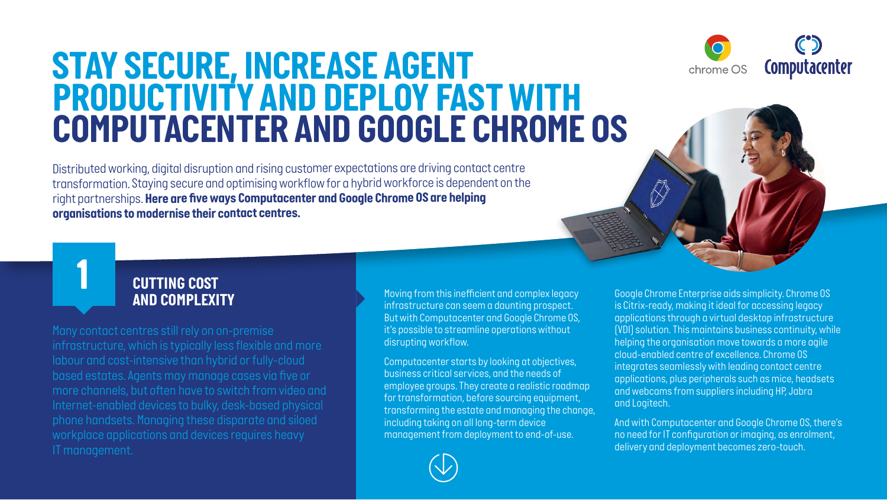# STAY SECURE, INCREASE AGENT PRODUCTIVITY AND DEPLOY FAST WITH COMPUTACENTER AND GOOGLE CHROME OS

Distributed working, digital disruption and rising customer expectations are driving contact centre transformation. Staying secure and optimising workflow for a hybrid workforce is dependent on the right partnerships. **Here are five ways Computacenter and Google Chrome OS are helping organisations to modernise their contact centres.**

## 1 CUTTING COST AND COMPLEXITY

Many contact centres still rely on on-premise infrastructure, which is typically less flexible and more labour and cost-intensive than hybrid or fully-cloud based estates. Agents may manage cases via five or more channels, but often have to switch from video and Internet-enabled devices to bulky, desk-based physical phone handsets. Managing these disparate and siloed workplace applications and devices requires heavy IT management.

Moving from this inefficient and complex legacy infrastructure can seem a daunting prospect. But with Computacenter and Google Chrome OS, it's possible to streamline operations without disrupting workflow.

Computacenter starts by looking at objectives, business critical services, and the needs of employee groups. They create a realistic roadmap for transformation, before sourcing equipment, transforming the estate and managing the change, including taking on all long-term device management from deployment to end-of-use.

Google Chrome Enterprise aids simplicity. Chrome OS is Citrix-ready, making it ideal for accessing legacy applications through a virtual desktop infrastructure (VDI) solution. This maintains business continuity, while helping the organisation move towards a more agile cloud-enabled centre of excellence. Chrome OS integrates seamlessly with leading contact centre applications, plus peripherals such as mice, headsets and webcams from suppliers including HP, Jabra and Logitech.

And with Computacenter and Google Chrome OS, there's no need for IT configuration or imaging, as enrolment, delivery and deployment becomes zero-touch.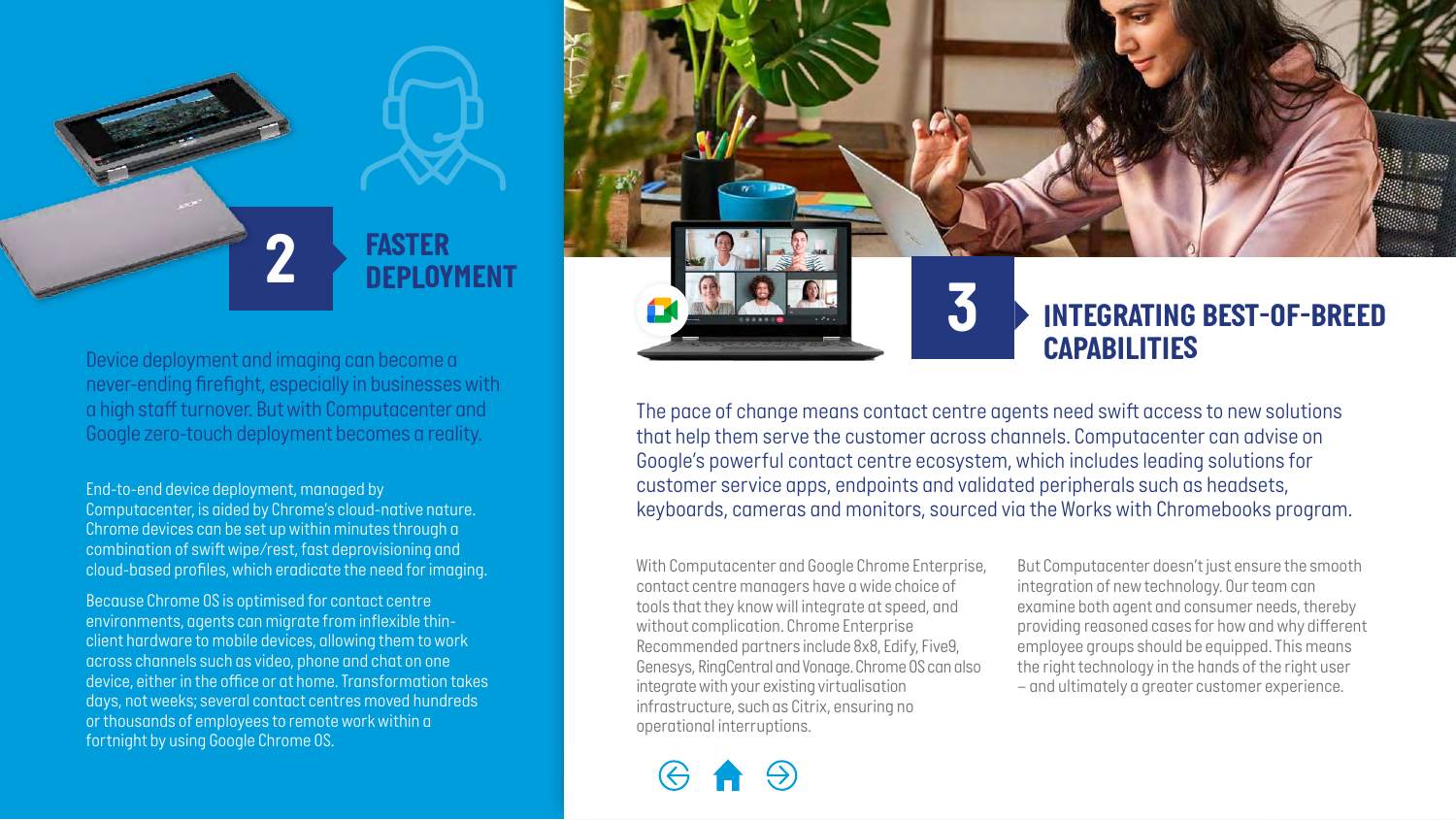## 2 FASTER DEPLOYMENT

Device deployment and imaging can become a never-ending firefight, especially in businesses with a high staff turnover. But with Computacenter and Google zero-touch deployment becomes a reality.

End-to-end device deployment, managed by Computacenter, is aided by Chrome's cloud-native nature. Chrome devices can be set up within minutes through a combination of swift wipe/rest, fast deprovisioning and cloud-based profiles, which eradicate the need for imaging.

Because Chrome OS is optimised for contact centre environments, agents can migrate from inflexible thin-client hardware to mobile devices, allowing them to work across channels such as video, phone and chat on one device, either in the office or at home. Transformation takes days, not weeks; several contact centres moved hundreds or thousands of employees to remote work within a fortnight by using Google Chrome OS.

## 3 INTEGRATING BEST-OF-BREED CAPABILITIES

The pace of change means contact centre agents need swift access to new solutions that help them serve the customer across channels. Computacenter can advise on Google's powerful contact centre ecosystem, which includes leading solutions for customer service apps, endpoints and validated peripherals such as headsets, keyboards, cameras and monitors, sourced via the Works with Chromebooks program.

With Computacenter and Google Chrome Enterprise, contact centre managers have a wide choice of tools that they know will integrate at speed, and without complication. Chrome Enterprise Recommended partners include 8x8, Edify, Five9, Genesys, RingCentral and Vonage. Chrome OS can also integrate with your existing virtualisation infrastructure, such as Citrix, ensuring no operational interruptions.

But Computacenter doesn't just ensure the smooth integration of new technology. Our team can examine both agent and consumer needs, thereby providing reasoned cases for how and why different employee groups should be equipped. This means the right technology in the hands of the right user – and ultimately a greater customer experience.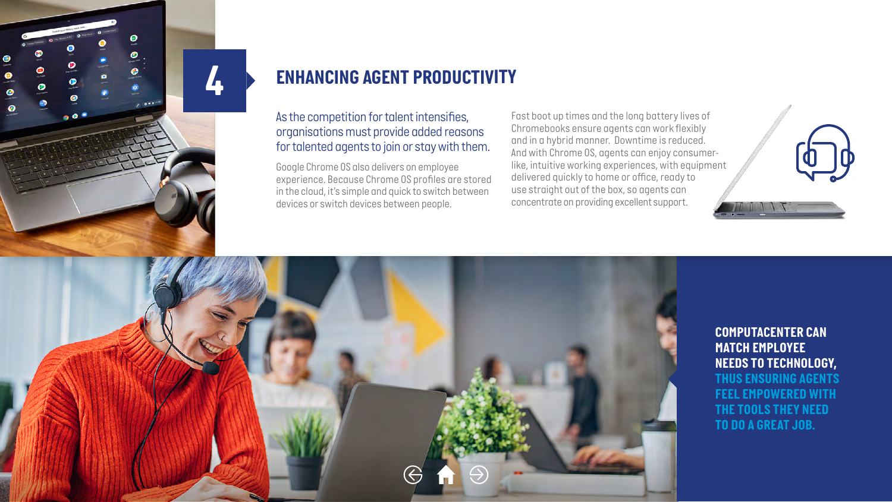# 4

## ENHANCING AGENT PRODUCTIVITY

As the competition for talent intensifies, organisations must provide added reasons for talented agents to join or stay with them.

Google Chrome OS also delivers on employee experience. Because Chrome OS profiles are stored in the cloud, it's simple and quick to switch between devices or switch devices between people.

Fast boot up times and the long battery lives of Chromebooks ensure agents can work flexibly and in a hybrid manner. Downtime is reduced. And with Chrome OS, agents can enjoy consumer-like, intuitive working experiences, with equipment delivered quickly to home or office, ready to use straight out of the box, so agents can concentrate on providing excellent support.

**COMPUTACENTER CAN MATCH EMPLOYEE NEEDS TO TECHNOLOGY, THUS ENSURING AGENTS FEEL EMPOWERED WITH THE TOOLS THEY NEED TO DO A GREAT JOB.**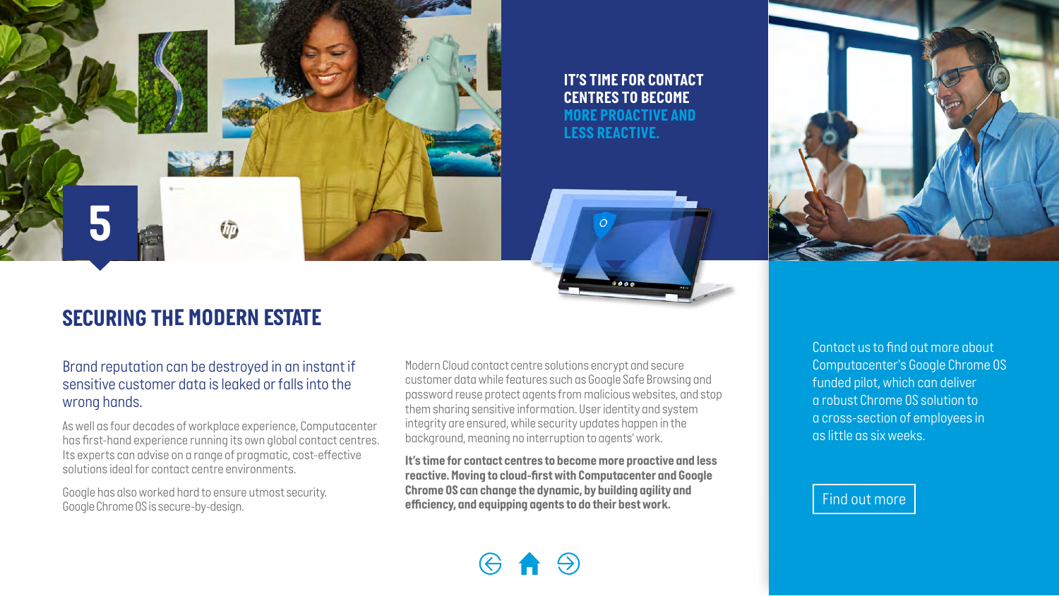5

**IT'S TIME FOR CONTACT CENTRES TO BECOME MORE PROACTIVE AND LESS REACTIVE.**

## SECURING THE MODERN ESTATE

Brand reputation can be destroyed in an instant if sensitive customer data is leaked or falls into the wrong hands.

As well as four decades of workplace experience, Computacenter has first-hand experience running its own global contact centres. Its experts can advise on a range of pragmatic, cost-effective solutions ideal for contact centre environments.

Google has also worked hard to ensure utmost security. Google Chrome OS is secure-by-design.

Modern Cloud contact centre solutions encrypt and secure customer data while features such as Google Safe Browsing and password reuse protect agents from malicious websites, and stop them sharing sensitive information. User identity and system integrity are ensured, while security updates happen in the background, meaning no interruption to agents' work.

**It's time for contact centres to become more proactive and less reactive. Moving to cloud-first with Computacenter and Google Chrome OS can change the dynamic, by building agility and efficiency, and equipping agents to do their best work.**

Contact us to find out more about Computacenter's Google Chrome OS funded pilot, which can deliver a robust Chrome OS solution to a cross-section of employees in as little as six weeks.

Find out more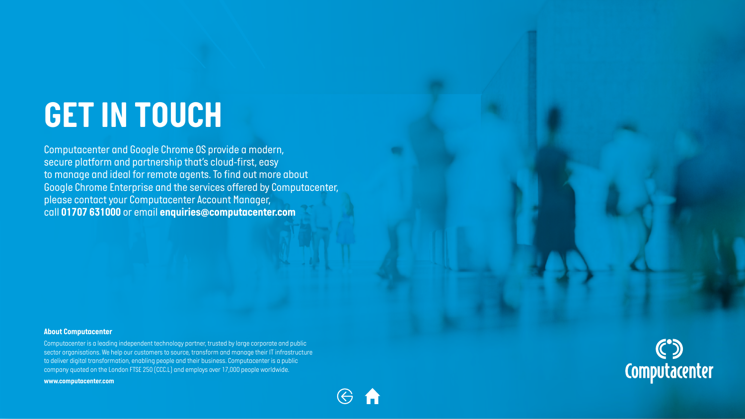# GET IN TOUCH

Computacenter and Google Chrome OS provide a modern, secure platform and partnership that's cloud-first, easy to manage and ideal for remote agents. To find out more about Google Chrome Enterprise and the services offered by Computacenter, please contact your Computacenter Account Manager, call **01707 631000** or email **enquiries@computacenter.com**

**About Computacenter**

Computacenter is a leading independent technology partner, trusted by large corporate and public sector organisations. We help our customers to source, transform and manage their IT infrastructure to deliver digital transformation, enabling people and their business. Computacenter is a public company quoted on the London FTSE 250 (CCC.L) and employs over 17,000 people worldwide.

**www.computacenter.com**

Computacenter